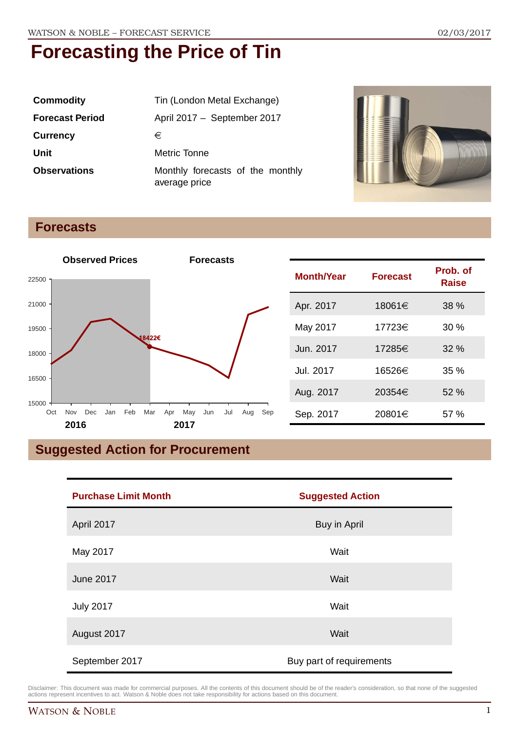# Forecasting the Price of Tin

| | |
|---|---|
| **Commodity** | Tin (London Metal Exchange) |
| **Forecast Period** | April 2017 – September 2017 |
| **Currency** | € |
| **Unit** | Metric Tonne |
| **Observations** | Monthly forecasts of the monthly average price |

## Forecasts

| Month/Year | Forecast | Prob. of Raise |
|---|---|---|
| Apr. 2017 | 18061€ | 38 % |
| May 2017 | 17723€ | 30 % |
| Jun. 2017 | 17285€ | 32 % |
| Jul. 2017 | 16526€ | 35 % |
| Aug. 2017 | 20354€ | 52 % |
| Sep. 2017 | 20801€ | 57 % |

## Suggested Action for Procurement

| Purchase Limit Month | Suggested Action |
|---|---|
| April 2017 | Buy in April |
| May 2017 | Wait |
| June 2017 | Wait |
| July 2017 | Wait |
| August 2017 | Wait |
| September 2017 | Buy part of requirements |

Disclaimer: This document was made for commercial purposes. All the contents of this document should be of the reader's consideration, so that none of the suggested actions represent incentives to act. Watson & Noble does not take responsibility for actions based on this document.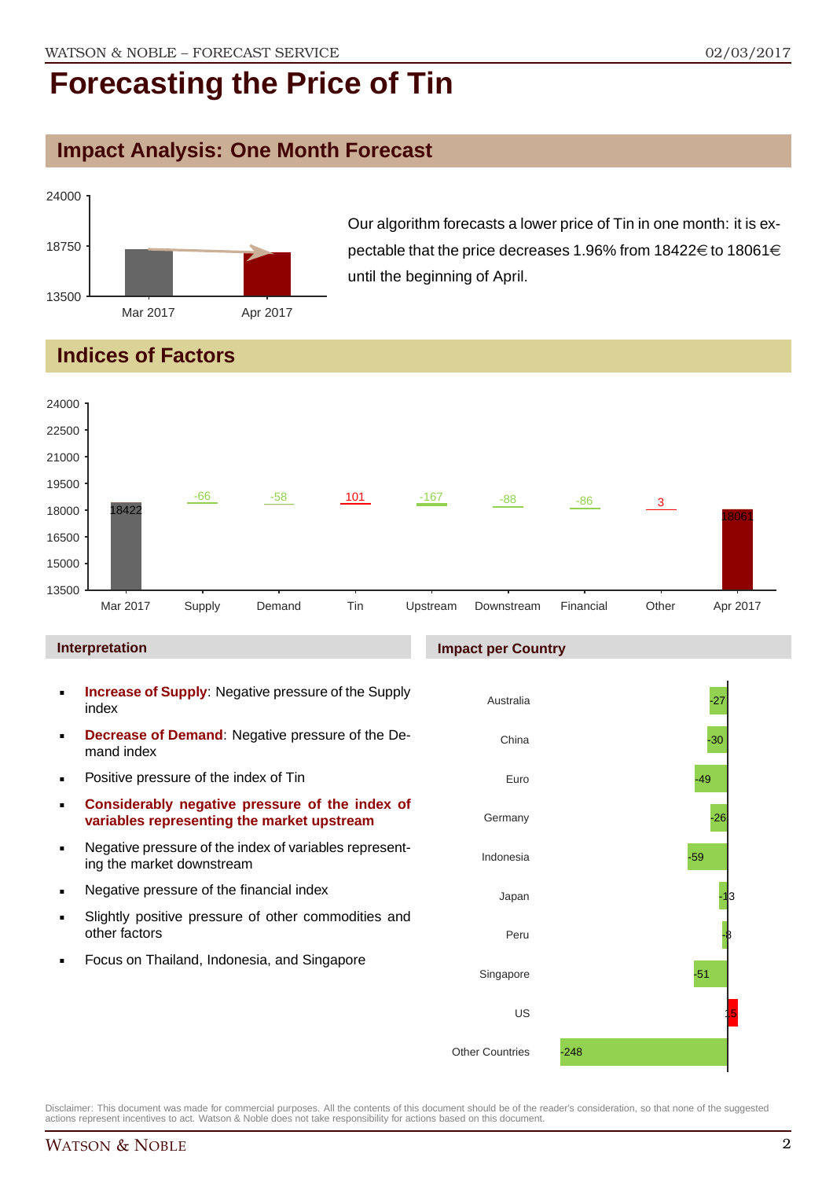# Forecasting the Price of Tin

## Impact Analysis: One Month Forecast

Our algorithm forecasts a lower price of Tin in one month: it is expectable that the price decreases 1.96% from 18422€ to 18061€ until the beginning of April.

## Indices of Factors

| | Mar 2017 | Supply | Demand | Tin | Upstream | Downstream | Financial | Other | Apr 2017 |
|---|---|---|---|---|---|---|---|---|---|
| Value | 18422 | -66 | -58 | 101 | -167 | -88 | -86 | 3 | 18061 |

### Interpretation

- **Increase of Supply**: Negative pressure of the Supply index
- **Decrease of Demand**: Negative pressure of the Demand index
- Positive pressure of the index of Tin
- **Considerably negative pressure of the index of variables representing the market upstream**
- Negative pressure of the index of variables representing the market downstream
- Negative pressure of the financial index
- Slightly positive pressure of other commodities and other factors
- Focus on Thailand, Indonesia, and Singapore

### Impact per Country

| Country | Impact |
|---|---|
| Australia | -27 |
| China | -30 |
| Euro | -49 |
| Germany | -26 |
| Indonesia | -59 |
| Japan | -13 |
| Peru | -8 |
| Singapore | -51 |
| US | 15 |
| Other Countries | -248 |

Disclaimer: This document was made for commercial purposes. All the contents of this document should be of the reader's consideration, so that none of the suggested actions represent incentives to act. Watson & Noble does not take responsibility for actions based on this document.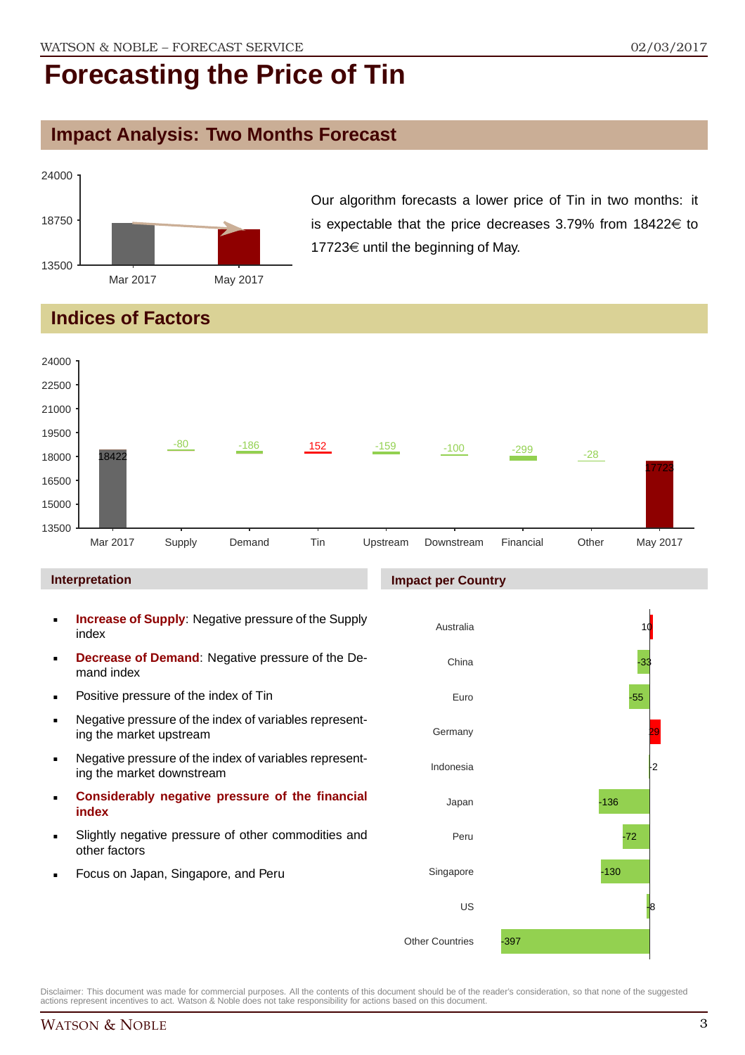# Forecasting the Price of Tin

## Impact Analysis: Two Months Forecast

Our algorithm forecasts a lower price of Tin in two months: it is expectable that the price decreases 3.79% from 18422€ to 17723€ until the beginning of May.

## Indices of Factors

| Mar 2017 | Supply | Demand | Tin | Upstream | Downstream | Financial | Other | May 2017 |
|---|---|---|---|---|---|---|---|---|
| 18422 | -80 | -186 | 152 | -159 | -100 | -299 | -28 | 17723 |

### Interpretation

- **Increase of Supply**: Negative pressure of the Supply index
- **Decrease of Demand**: Negative pressure of the Demand index
- Positive pressure of the index of Tin
- Negative pressure of the index of variables representing the market upstream
- Negative pressure of the index of variables representing the market downstream
- **Considerably negative pressure of the financial index**
- Slightly negative pressure of other commodities and other factors
- Focus on Japan, Singapore, and Peru

### Impact per Country

| Country | Impact |
|---|---|
| Australia | 10 |
| China | -33 |
| Euro | -55 |
| Germany | 29 |
| Indonesia | -2 |
| Japan | -136 |
| Peru | -72 |
| Singapore | -130 |
| US | -8 |
| Other Countries | -397 |

Disclaimer: This document was made for commercial purposes. All the contents of this document should be of the reader's consideration, so that none of the suggested actions represent incentives to act. Watson & Noble does not take responsibility for actions based on this document.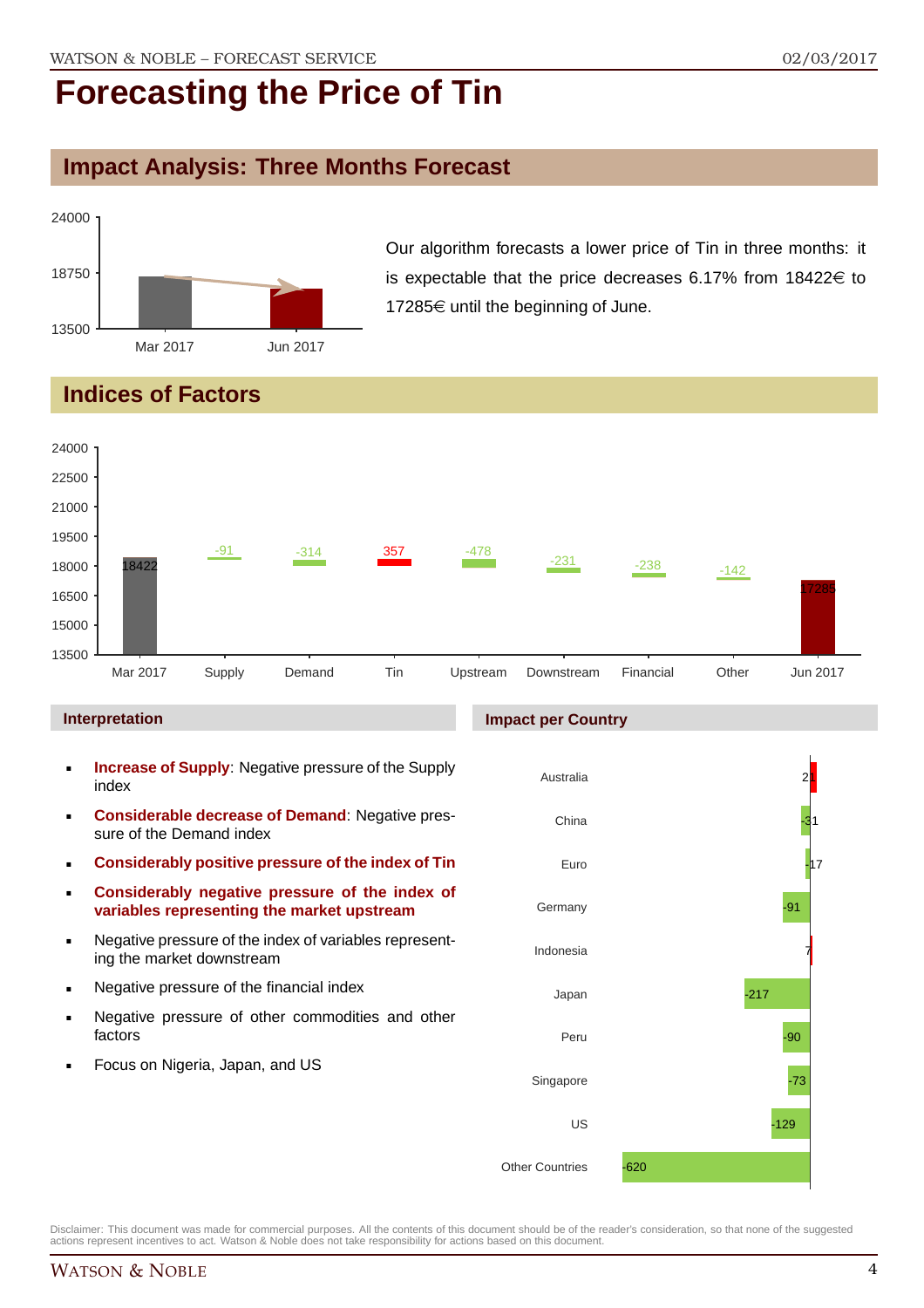# Forecasting the Price of Tin

## Impact Analysis: Three Months Forecast

Our algorithm forecasts a lower price of Tin in three months: it is expectable that the price decreases 6.17% from 18422€ to 17285€ until the beginning of June.

## Indices of Factors

| | Mar 2017 | Supply | Demand | Tin | Upstream | Downstream | Financial | Other | Jun 2017 |
|---|---|---|---|---|---|---|---|---|---|
| Value | 18422 | -91 | -314 | 357 | -478 | -231 | -238 | -142 | 17285 |

### Interpretation

- **Increase of Supply**: Negative pressure of the Supply index
- **Considerable decrease of Demand**: Negative pressure of the Demand index
- **Considerably positive pressure of the index of Tin**
- **Considerably negative pressure of the index of variables representing the market upstream**
- Negative pressure of the index of variables representing the market downstream
- Negative pressure of the financial index
- Negative pressure of other commodities and other factors
- Focus on Nigeria, Japan, and US

### Impact per Country

| Country | Impact |
|---|---|
| Australia | 21 |
| China | -31 |
| Euro | -17 |
| Germany | -91 |
| Indonesia | 7 |
| Japan | -217 |
| Peru | -90 |
| Singapore | -73 |
| US | -129 |
| Other Countries | -620 |

Disclaimer: This document was made for commercial purposes. All the contents of this document should be of the reader's consideration, so that none of the suggested actions represent incentives to act. Watson & Noble does not take responsibility for actions based on this document.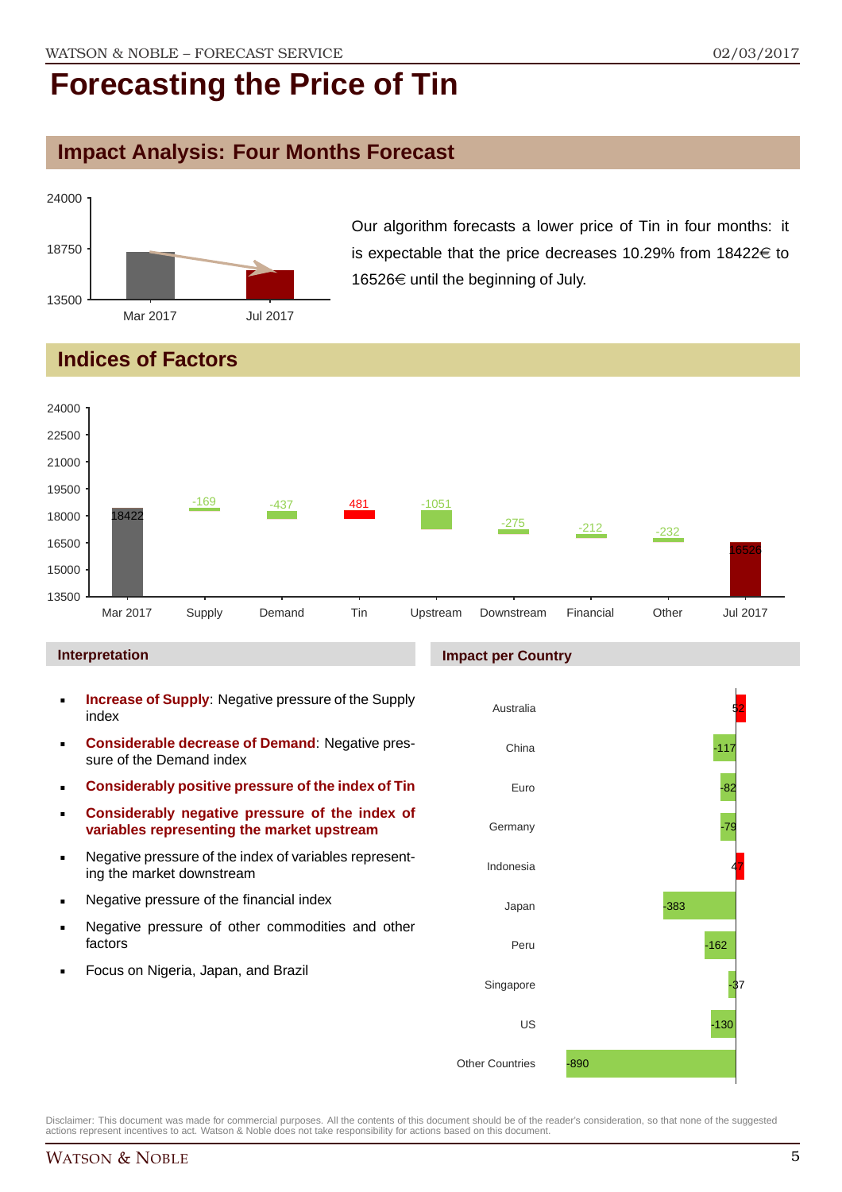# Forecasting the Price of Tin

## Impact Analysis: Four Months Forecast

Our algorithm forecasts a lower price of Tin in four months: it is expectable that the price decreases 10.29% from 18422€ to 16526€ until the beginning of July.

## Indices of Factors

| Factor | Value |
|---|---|
| Mar 2017 | 18422 |
| Supply | -169 |
| Demand | -437 |
| Tin | 481 |
| Upstream | -1051 |
| Downstream | -275 |
| Financial | -212 |
| Other | -232 |
| Jul 2017 | 16526 |

### Interpretation

- **Increase of Supply**: Negative pressure of the Supply index
- **Considerable decrease of Demand**: Negative pressure of the Demand index
- **Considerably positive pressure of the index of Tin**
- **Considerably negative pressure of the index of variables representing the market upstream**
- Negative pressure of the index of variables representing the market downstream
- Negative pressure of the financial index
- Negative pressure of other commodities and other factors
- Focus on Nigeria, Japan, and Brazil

### Impact per Country

| Country | Impact |
|---|---|
| Australia | 52 |
| China | -117 |
| Euro | -82 |
| Germany | -79 |
| Indonesia | 47 |
| Japan | -383 |
| Peru | -162 |
| Singapore | -37 |
| US | -130 |
| Other Countries | -890 |

Disclaimer: This document was made for commercial purposes. All the contents of this document should be of the reader's consideration, so that none of the suggested actions represent incentives to act. Watson & Noble does not take responsibility for actions based on this document.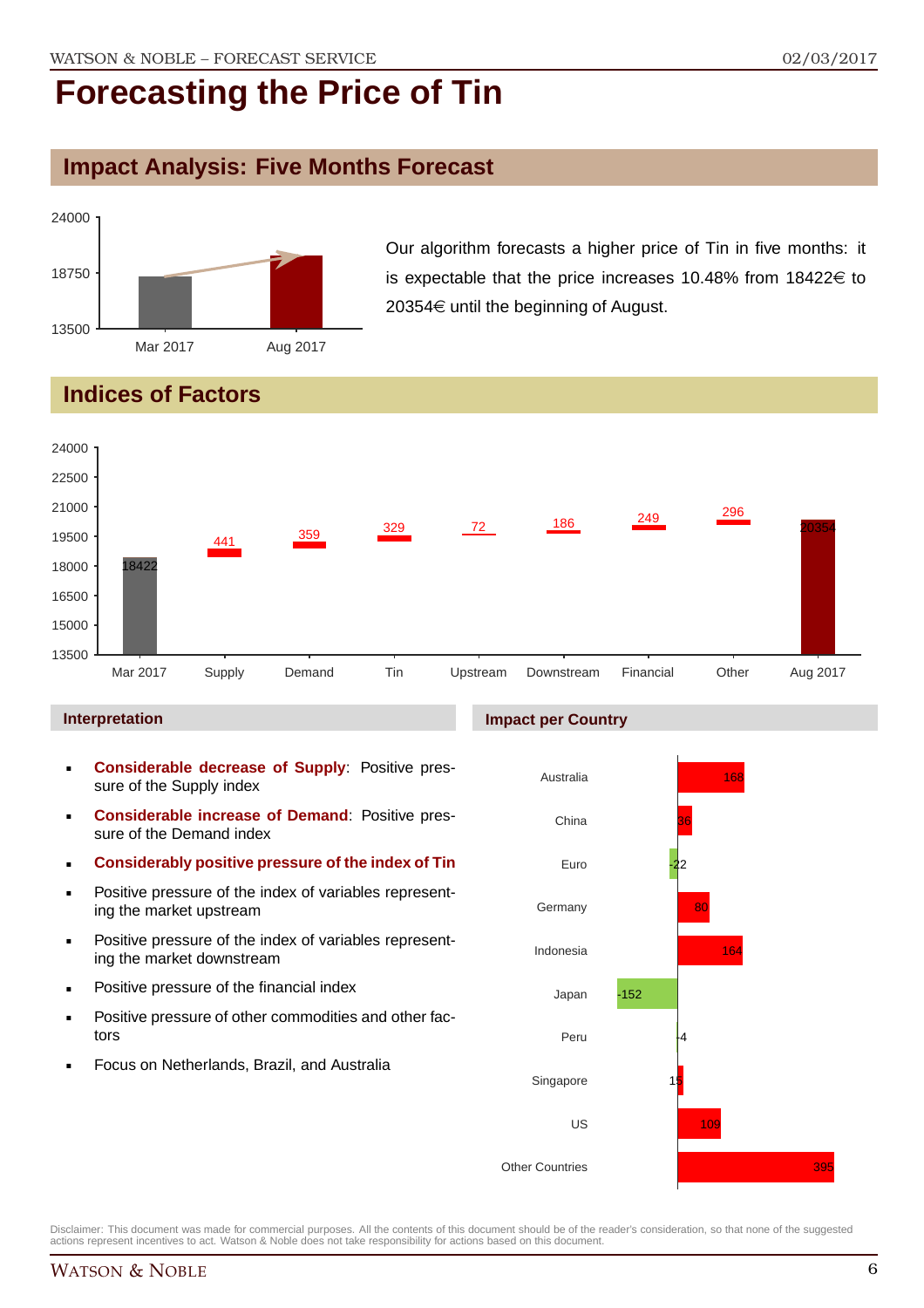# Forecasting the Price of Tin

## Impact Analysis: Five Months Forecast

Our algorithm forecasts a higher price of Tin in five months: it is expectable that the price increases 10.48% from 18422€ to 20354€ until the beginning of August.

## Indices of Factors

| | Mar 2017 | Supply | Demand | Tin | Upstream | Downstream | Financial | Other | Aug 2017 |
|---|---|---|---|---|---|---|---|---|---|
| Value | 18422 | 441 | 359 | 329 | 72 | 186 | 249 | 296 | 20354 |

### Interpretation

- **Considerable decrease of Supply**: Positive pressure of the Supply index
- **Considerable increase of Demand**: Positive pressure of the Demand index
- **Considerably positive pressure of the index of Tin**
- Positive pressure of the index of variables representing the market upstream
- Positive pressure of the index of variables representing the market downstream
- Positive pressure of the financial index
- Positive pressure of other commodities and other factors
- Focus on Netherlands, Brazil, and Australia

### Impact per Country

| Country | Impact |
|---|---|
| Australia | 168 |
| China | 36 |
| Euro | -22 |
| Germany | 80 |
| Indonesia | 164 |
| Japan | -152 |
| Peru | -4 |
| Singapore | 15 |
| US | 109 |
| Other Countries | 395 |

Disclaimer: This document was made for commercial purposes. All the contents of this document should be of the reader's consideration, so that none of the suggested actions represent incentives to act. Watson & Noble does not take responsibility for actions based on this document.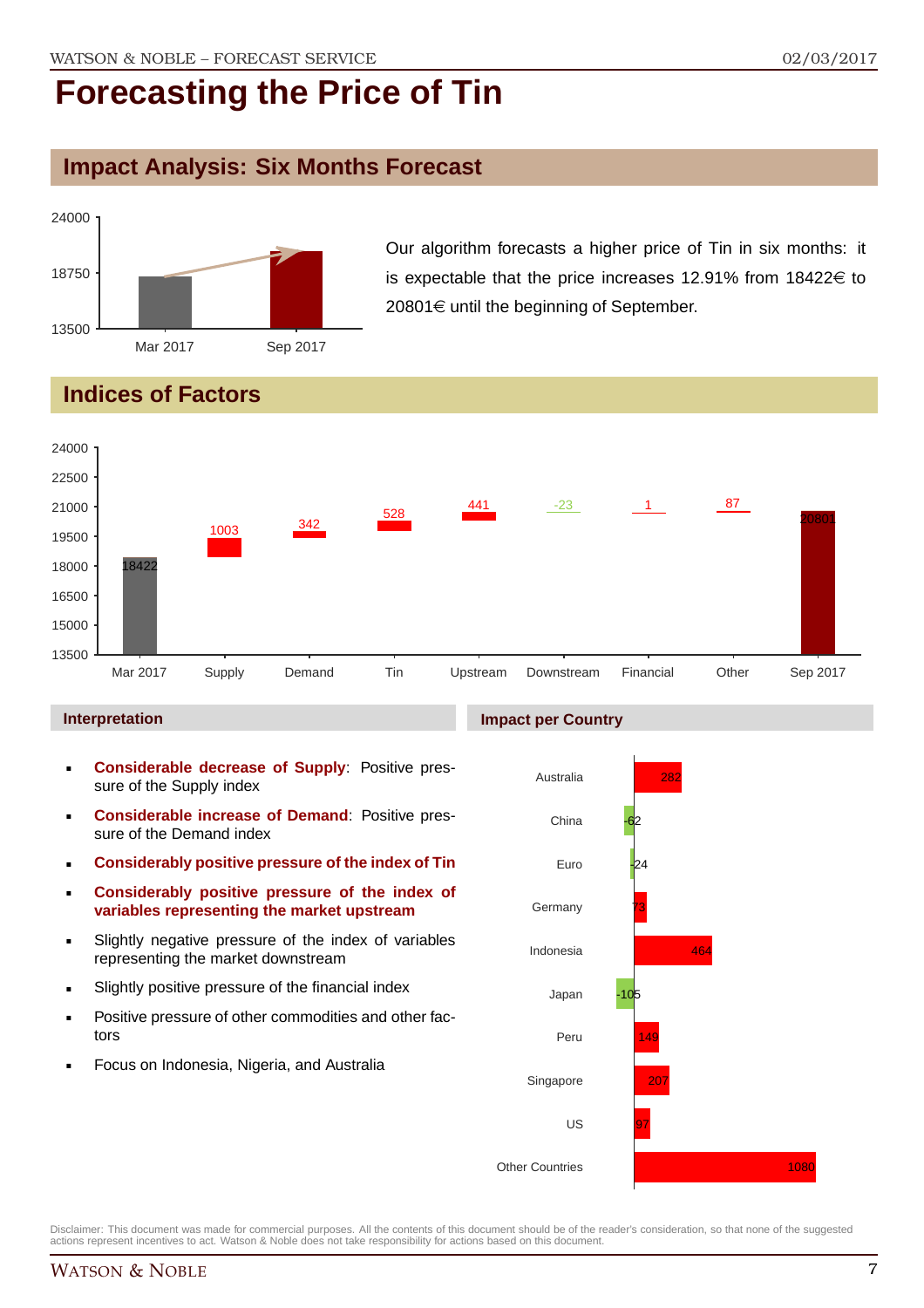# Forecasting the Price of Tin

## Impact Analysis: Six Months Forecast

Our algorithm forecasts a higher price of Tin in six months: it is expectable that the price increases 12.91% from 18422€ to 20801€ until the beginning of September.

## Indices of Factors

### Interpretation

- **Considerable decrease of Supply**: Positive pressure of the Supply index
- **Considerable increase of Demand**: Positive pressure of the Demand index
- **Considerably positive pressure of the index of Tin**
- **Considerably positive pressure of the index of variables representing the market upstream**
- Slightly negative pressure of the index of variables representing the market downstream
- Slightly positive pressure of the financial index
- Positive pressure of other commodities and other factors
- Focus on Indonesia, Nigeria, and Australia

### Impact per Country

Disclaimer: This document was made for commercial purposes. All the contents of this document should be of the reader's consideration, so that none of the suggested actions represent incentives to act. Watson & Noble does not take responsibility for actions based on this document.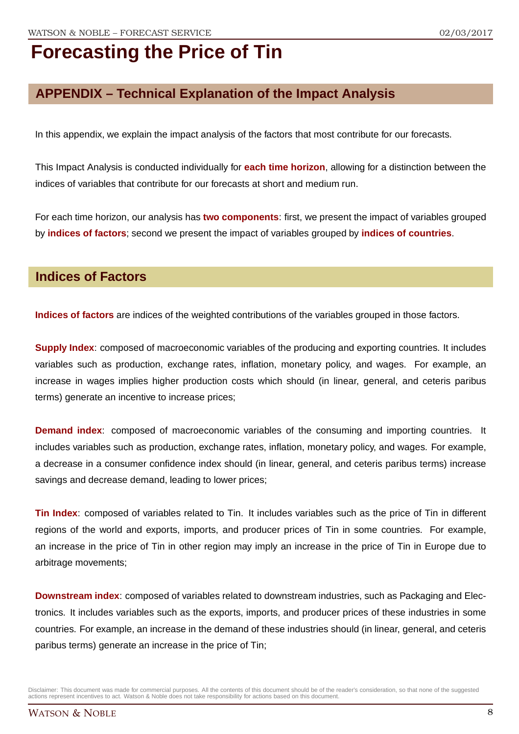# Forecasting the Price of Tin

## APPENDIX – Technical Explanation of the Impact Analysis

In this appendix, we explain the impact analysis of the factors that most contribute for our forecasts.

This Impact Analysis is conducted individually for **each time horizon**, allowing for a distinction between the indices of variables that contribute for our forecasts at short and medium run.

For each time horizon, our analysis has **two components**: first, we present the impact of variables grouped by **indices of factors**; second we present the impact of variables grouped by **indices of countries**.

## Indices of Factors

**Indices of factors** are indices of the weighted contributions of the variables grouped in those factors.

**Supply Index**: composed of macroeconomic variables of the producing and exporting countries. It includes variables such as production, exchange rates, inflation, monetary policy, and wages. For example, an increase in wages implies higher production costs which should (in linear, general, and ceteris paribus terms) generate an incentive to increase prices;

**Demand index**: composed of macroeconomic variables of the consuming and importing countries. It includes variables such as production, exchange rates, inflation, monetary policy, and wages. For example, a decrease in a consumer confidence index should (in linear, general, and ceteris paribus terms) increase savings and decrease demand, leading to lower prices;

**Tin Index**: composed of variables related to Tin. It includes variables such as the price of Tin in different regions of the world and exports, imports, and producer prices of Tin in some countries. For example, an increase in the price of Tin in other region may imply an increase in the price of Tin in Europe due to arbitrage movements;

**Downstream index**: composed of variables related to downstream industries, such as Packaging and Electronics. It includes variables such as the exports, imports, and producer prices of these industries in some countries. For example, an increase in the demand of these industries should (in linear, general, and ceteris paribus terms) generate an increase in the price of Tin;

Disclaimer: This document was made for commercial purposes. All the contents of this document should be of the reader's consideration, so that none of the suggested actions represent incentives to act. Watson & Noble does not take responsibility for actions based on this document.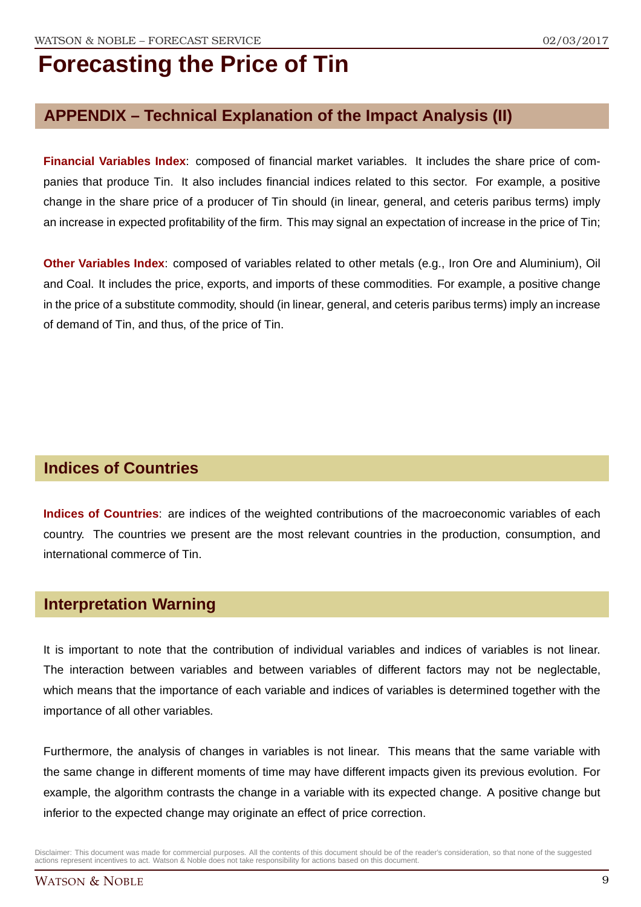# Forecasting the Price of Tin

## APPENDIX – Technical Explanation of the Impact Analysis (II)

**Financial Variables Index**: composed of financial market variables. It includes the share price of companies that produce Tin. It also includes financial indices related to this sector. For example, a positive change in the share price of a producer of Tin should (in linear, general, and ceteris paribus terms) imply an increase in expected profitability of the firm. This may signal an expectation of increase in the price of Tin;

**Other Variables Index**: composed of variables related to other metals (e.g., Iron Ore and Aluminium), Oil and Coal. It includes the price, exports, and imports of these commodities. For example, a positive change in the price of a substitute commodity, should (in linear, general, and ceteris paribus terms) imply an increase of demand of Tin, and thus, of the price of Tin.

## Indices of Countries

**Indices of Countries**: are indices of the weighted contributions of the macroeconomic variables of each country. The countries we present are the most relevant countries in the production, consumption, and international commerce of Tin.

## Interpretation Warning

It is important to note that the contribution of individual variables and indices of variables is not linear. The interaction between variables and between variables of different factors may not be neglectable, which means that the importance of each variable and indices of variables is determined together with the importance of all other variables.

Furthermore, the analysis of changes in variables is not linear. This means that the same variable with the same change in different moments of time may have different impacts given its previous evolution. For example, the algorithm contrasts the change in a variable with its expected change. A positive change but inferior to the expected change may originate an effect of price correction.

Disclaimer: This document was made for commercial purposes. All the contents of this document should be of the reader's consideration, so that none of the suggested actions represent incentives to act. Watson & Noble does not take responsibility for actions based on this document.